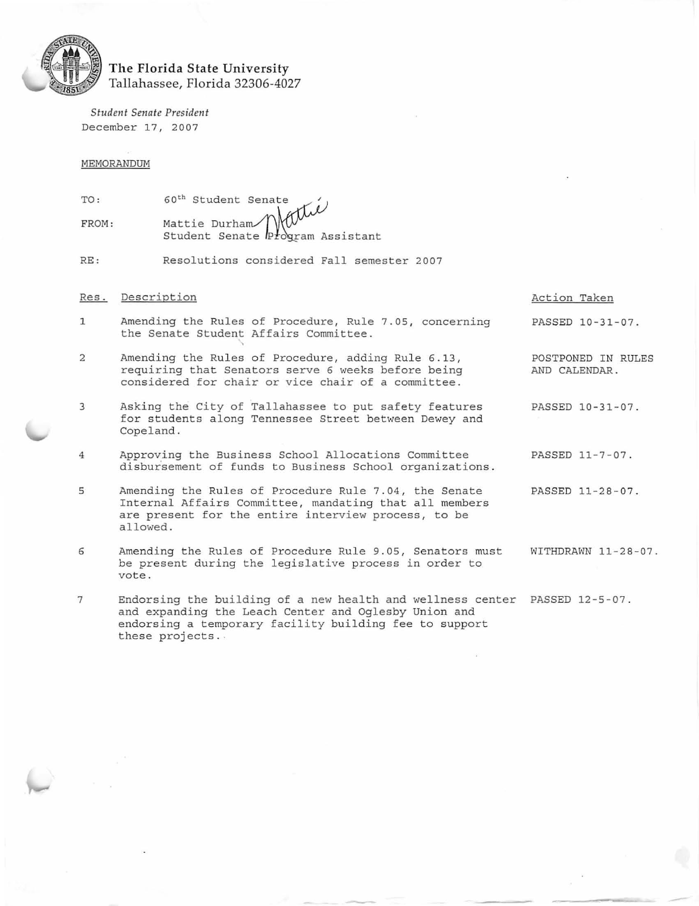**The Florida State University**
Tallahassee, Florida 32306-4027

*Student Senate President*
December 17, 2007

MEMORANDUM

TO: 60th Student Senate

FROM: Mattie Durham
Student Senate Program Assistant

RE: Resolutions considered Fall semester 2007

| Res. | Description | Action Taken |
|---|---|---|
| 1 | Amending the Rules of Procedure, Rule 7.05, concerning the Senate Student Affairs Committee. | PASSED 10-31-07. |
| 2 | Amending the Rules of Procedure, adding Rule 6.13, requiring that Senators serve 6 weeks before being considered for chair or vice chair of a committee. | POSTPONED IN RULES AND CALENDAR. |
| 3 | Asking the City of Tallahassee to put safety features for students along Tennessee Street between Dewey and Copeland. | PASSED 10-31-07. |
| 4 | Approving the Business School Allocations Committee disbursement of funds to Business School organizations. | PASSED 11-7-07. |
| 5 | Amending the Rules of Procedure Rule 7.04, the Senate Internal Affairs Committee, mandating that all members are present for the entire interview process, to be allowed. | PASSED 11-28-07. |
| 6 | Amending the Rules of Procedure Rule 9.05, Senators must be present during the legislative process in order to vote. | WITHDRAWN 11-28-07. |
| 7 | Endorsing the building of a new health and wellness center and expanding the Leach Center and Oglesby Union and endorsing a temporary facility building fee to support these projects. | PASSED 12-5-07. |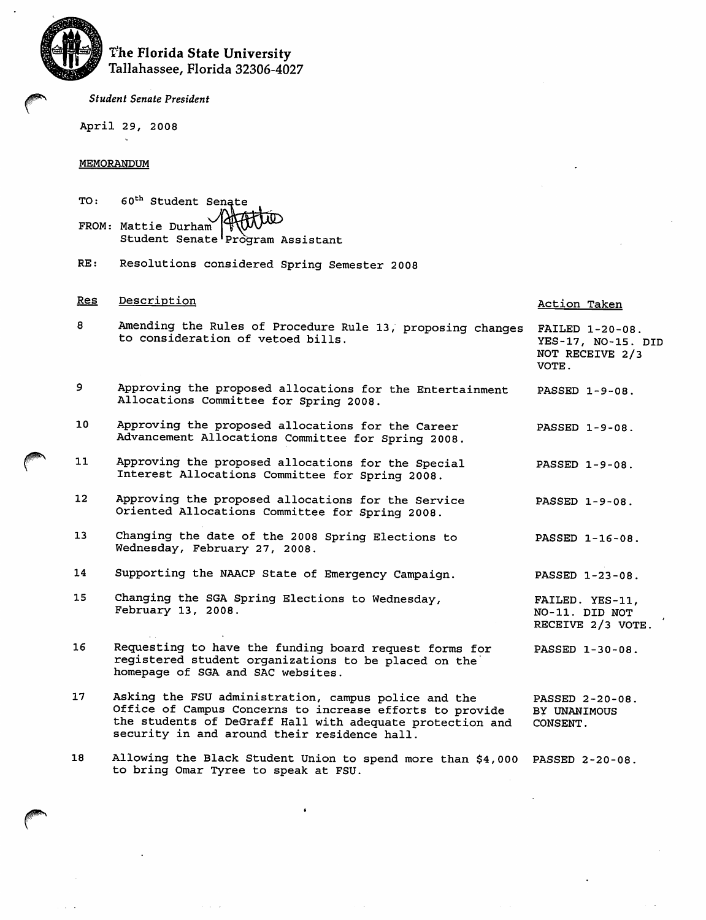**The Florida State University**
Tallahassee, Florida 32306-4027

*Student Senate President*

April 29, 2008

MEMORANDUM

TO: 60th Student Senate

FROM: Mattie Durham
Student Senate Program Assistant

RE: Resolutions considered Spring Semester 2008

| Res | Description | Action Taken |
| --- | --- | --- |
| 8 | Amending the Rules of Procedure Rule 13, proposing changes to consideration of vetoed bills. | FAILED 1-20-08. YES-17, NO-15. DID NOT RECEIVE 2/3 VOTE. |
| 9 | Approving the proposed allocations for the Entertainment Allocations Committee for Spring 2008. | PASSED 1-9-08. |
| 10 | Approving the proposed allocations for the Career Advancement Allocations Committee for Spring 2008. | PASSED 1-9-08. |
| 11 | Approving the proposed allocations for the Special Interest Allocations Committee for Spring 2008. | PASSED 1-9-08. |
| 12 | Approving the proposed allocations for the Service Oriented Allocations Committee for Spring 2008. | PASSED 1-9-08. |
| 13 | Changing the date of the 2008 Spring Elections to Wednesday, February 27, 2008. | PASSED 1-16-08. |
| 14 | Supporting the NAACP State of Emergency Campaign. | PASSED 1-23-08. |
| 15 | Changing the SGA Spring Elections to Wednesday, February 13, 2008. | FAILED. YES-11, NO-11. DID NOT RECEIVE 2/3 VOTE. |
| 16 | Requesting to have the funding board request forms for registered student organizations to be placed on the homepage of SGA and SAC websites. | PASSED 1-30-08. |
| 17 | Asking the FSU administration, campus police and the Office of Campus Concerns to increase efforts to provide the students of DeGraff Hall with adequate protection and security in and around their residence hall. | PASSED 2-20-08. BY UNANIMOUS CONSENT. |
| 18 | Allowing the Black Student Union to spend more than $4,000 to bring Omar Tyree to speak at FSU. | PASSED 2-20-08. |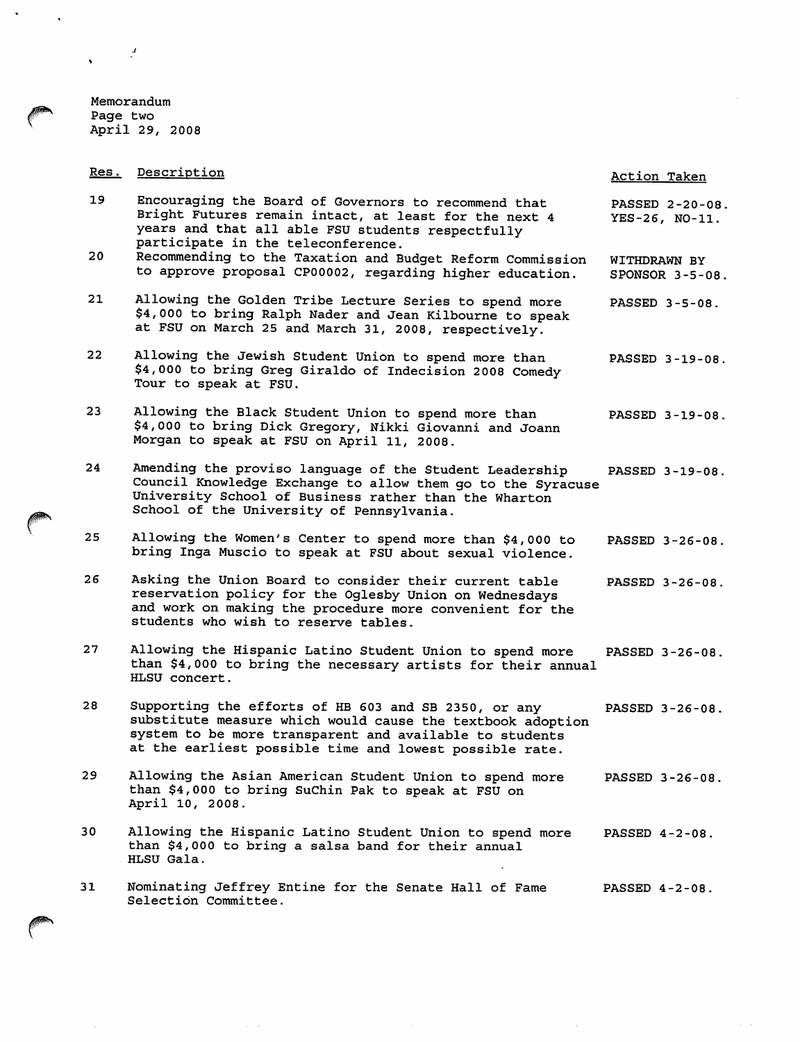Memorandum
Page two
April 29, 2008

| Res. | Description | Action Taken |
|---|---|---|
| 19 | Encouraging the Board of Governors to recommend that Bright Futures remain intact, at least for the next 4 years and that all able FSU students respectfully participate in the teleconference. | PASSED 2-20-08. YES-26, NO-11. |
| 20 | Recommending to the Taxation and Budget Reform Commission to approve proposal CP00002, regarding higher education. | WITHDRAWN BY SPONSOR 3-5-08. |
| 21 | Allowing the Golden Tribe Lecture Series to spend more $4,000 to bring Ralph Nader and Jean Kilbourne to speak at FSU on March 25 and March 31, 2008, respectively. | PASSED 3-5-08. |
| 22 | Allowing the Jewish Student Union to spend more than $4,000 to bring Greg Giraldo of Indecision 2008 Comedy Tour to speak at FSU. | PASSED 3-19-08. |
| 23 | Allowing the Black Student Union to spend more than $4,000 to bring Dick Gregory, Nikki Giovanni and Joann Morgan to speak at FSU on April 11, 2008. | PASSED 3-19-08. |
| 24 | Amending the proviso language of the Student Leadership Council Knowledge Exchange to allow them go to the Syracuse University School of Business rather than the Wharton School of the University of Pennsylvania. | PASSED 3-19-08. |
| 25 | Allowing the Women's Center to spend more than $4,000 to bring Inga Muscio to speak at FSU about sexual violence. | PASSED 3-26-08. |
| 26 | Asking the Union Board to consider their current table reservation policy for the Oglesby Union on Wednesdays and work on making the procedure more convenient for the students who wish to reserve tables. | PASSED 3-26-08. |
| 27 | Allowing the Hispanic Latino Student Union to spend more than $4,000 to bring the necessary artists for their annual HLSU concert. | PASSED 3-26-08. |
| 28 | Supporting the efforts of HB 603 and SB 2350, or any substitute measure which would cause the textbook adoption system to be more transparent and available to students at the earliest possible time and lowest possible rate. | PASSED 3-26-08. |
| 29 | Allowing the Asian American Student Union to spend more than $4,000 to bring SuChin Pak to speak at FSU on April 10, 2008. | PASSED 3-26-08. |
| 30 | Allowing the Hispanic Latino Student Union to spend more than $4,000 to bring a salsa band for their annual HLSU Gala. | PASSED 4-2-08. |
| 31 | Nominating Jeffrey Entine for the Senate Hall of Fame Selection Committee. | PASSED 4-2-08. |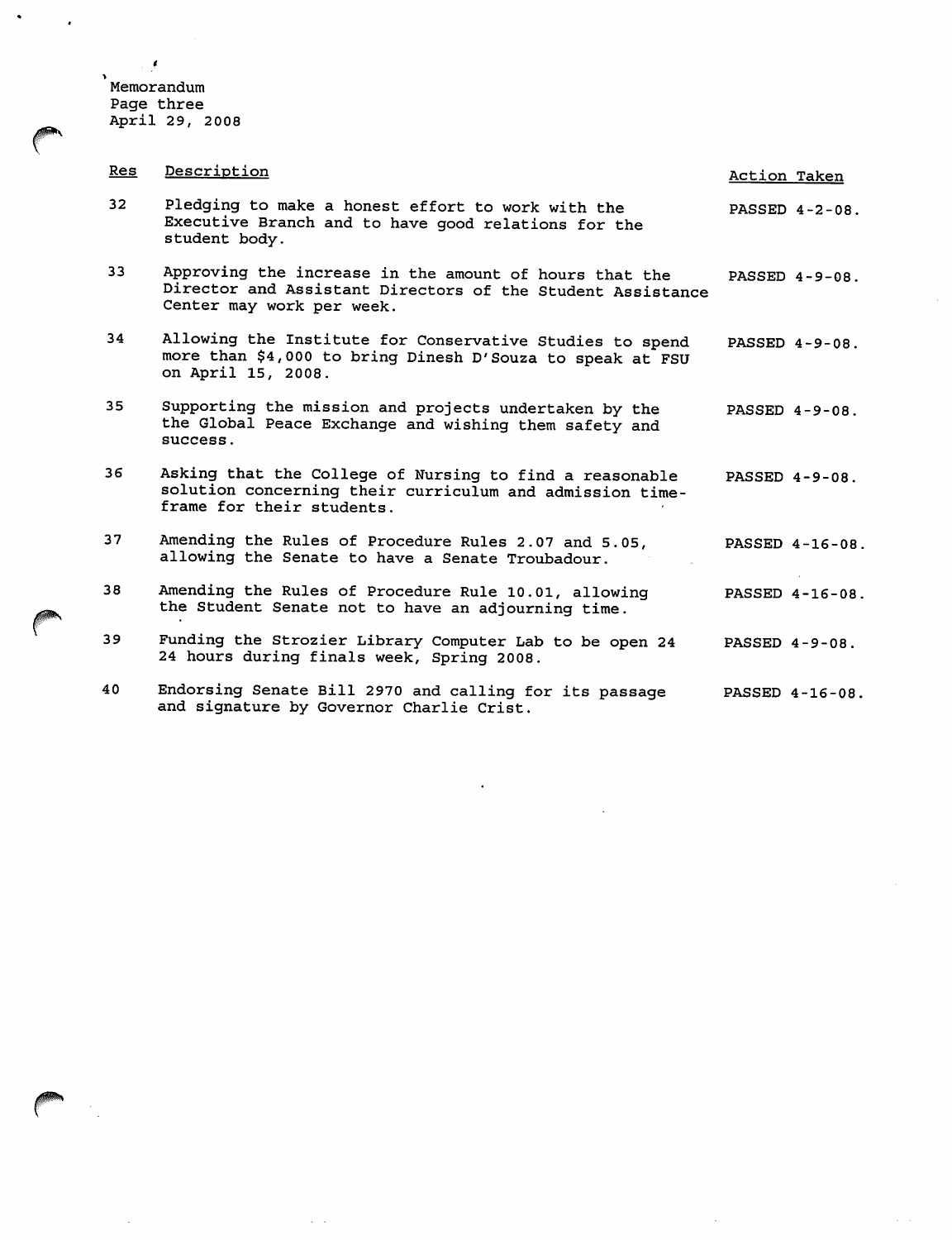Memorandum
Page three
April 29, 2008

| Res | Description | Action Taken |
|---|---|---|
| 32 | Pledging to make a honest effort to work with the Executive Branch and to have good relations for the student body. | PASSED 4-2-08. |
| 33 | Approving the increase in the amount of hours that the Director and Assistant Directors of the Student Assistance Center may work per week. | PASSED 4-9-08. |
| 34 | Allowing the Institute for Conservative Studies to spend more than $4,000 to bring Dinesh D'Souza to speak at FSU on April 15, 2008. | PASSED 4-9-08. |
| 35 | Supporting the mission and projects undertaken by the the Global Peace Exchange and wishing them safety and success. | PASSED 4-9-08. |
| 36 | Asking that the College of Nursing to find a reasonable solution concerning their curriculum and admission time-frame for their students. | PASSED 4-9-08. |
| 37 | Amending the Rules of Procedure Rules 2.07 and 5.05, allowing the Senate to have a Senate Troubadour. | PASSED 4-16-08. |
| 38 | Amending the Rules of Procedure Rule 10.01, allowing the Student Senate not to have an adjourning time. | PASSED 4-16-08. |
| 39 | Funding the Strozier Library Computer Lab to be open 24 24 hours during finals week, Spring 2008. | PASSED 4-9-08. |
| 40 | Endorsing Senate Bill 2970 and calling for its passage and signature by Governor Charlie Crist. | PASSED 4-16-08. |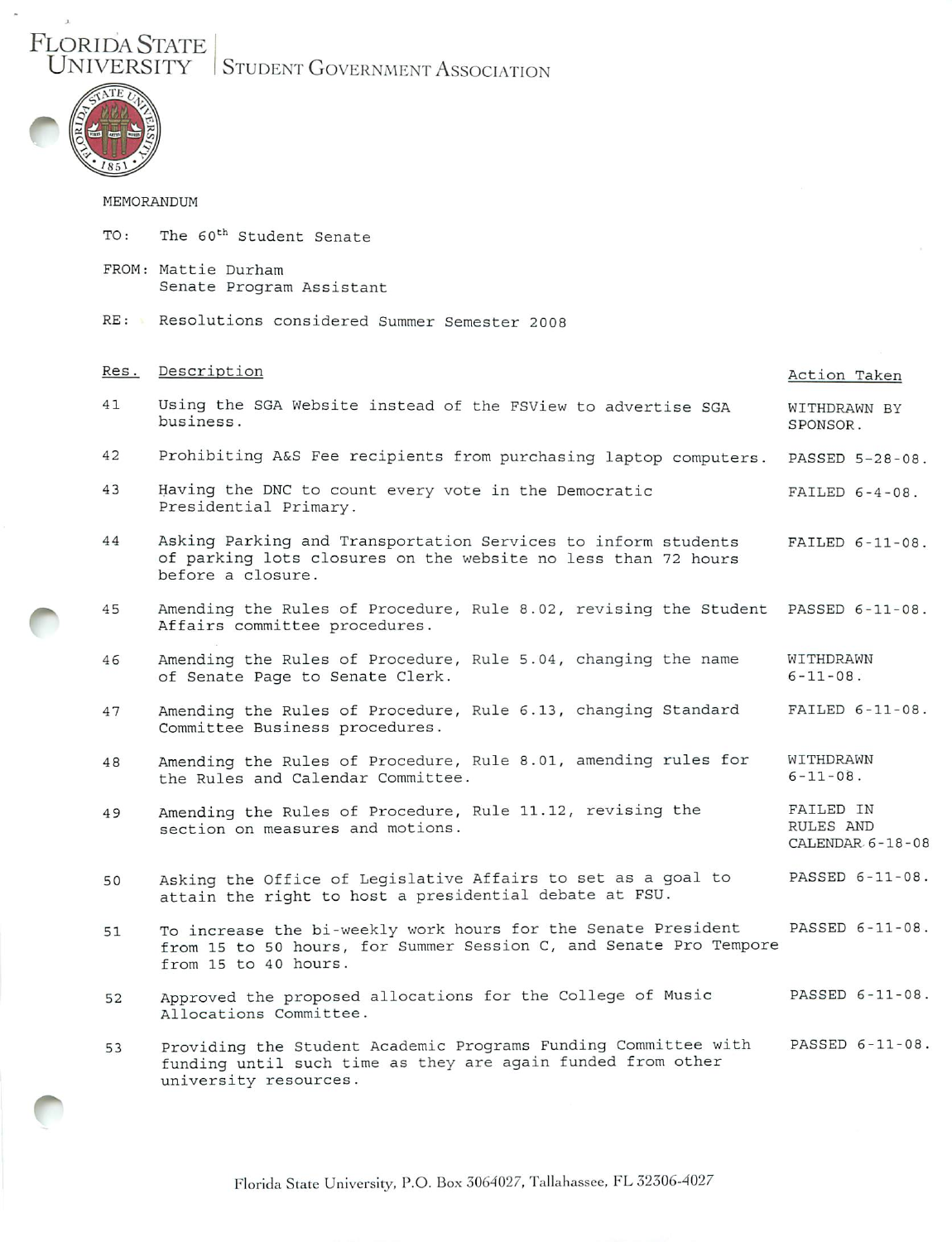FLORIDA STATE UNIVERSITY | STUDENT GOVERNMENT ASSOCIATION

MEMORANDUM

TO: The 60th Student Senate

FROM: Mattie Durham
Senate Program Assistant

RE: Resolutions considered Summer Semester 2008

| Res. | Description | Action Taken |
|---|---|---|
| 41 | Using the SGA Website instead of the FSView to advertise SGA business. | WITHDRAWN BY SPONSOR. |
| 42 | Prohibiting A&S Fee recipients from purchasing laptop computers. | PASSED 5-28-08. |
| 43 | Having the DNC to count every vote in the Democratic Presidential Primary. | FAILED 6-4-08. |
| 44 | Asking Parking and Transportation Services to inform students of parking lots closures on the website no less than 72 hours before a closure. | FAILED 6-11-08. |
| 45 | Amending the Rules of Procedure, Rule 8.02, revising the Student Affairs committee procedures. | PASSED 6-11-08. |
| 46 | Amending the Rules of Procedure, Rule 5.04, changing the name of Senate Page to Senate Clerk. | WITHDRAWN 6-11-08. |
| 47 | Amending the Rules of Procedure, Rule 6.13, changing Standard Committee Business procedures. | FAILED 6-11-08. |
| 48 | Amending the Rules of Procedure, Rule 8.01, amending rules for the Rules and Calendar Committee. | WITHDRAWN 6-11-08. |
| 49 | Amending the Rules of Procedure, Rule 11.12, revising the section on measures and motions. | FAILED IN RULES AND CALENDAR 6-18-08 |
| 50 | Asking the Office of Legislative Affairs to set as a goal to attain the right to host a presidential debate at FSU. | PASSED 6-11-08. |
| 51 | To increase the bi-weekly work hours for the Senate President from 15 to 50 hours, for Summer Session C, and Senate Pro Tempore from 15 to 40 hours. | PASSED 6-11-08. |
| 52 | Approved the proposed allocations for the College of Music Allocations Committee. | PASSED 6-11-08. |
| 53 | Providing the Student Academic Programs Funding Committee with funding until such time as they are again funded from other university resources. | PASSED 6-11-08. |

Florida State University, P.O. Box 3064027, Tallahassee, FL 32306-4027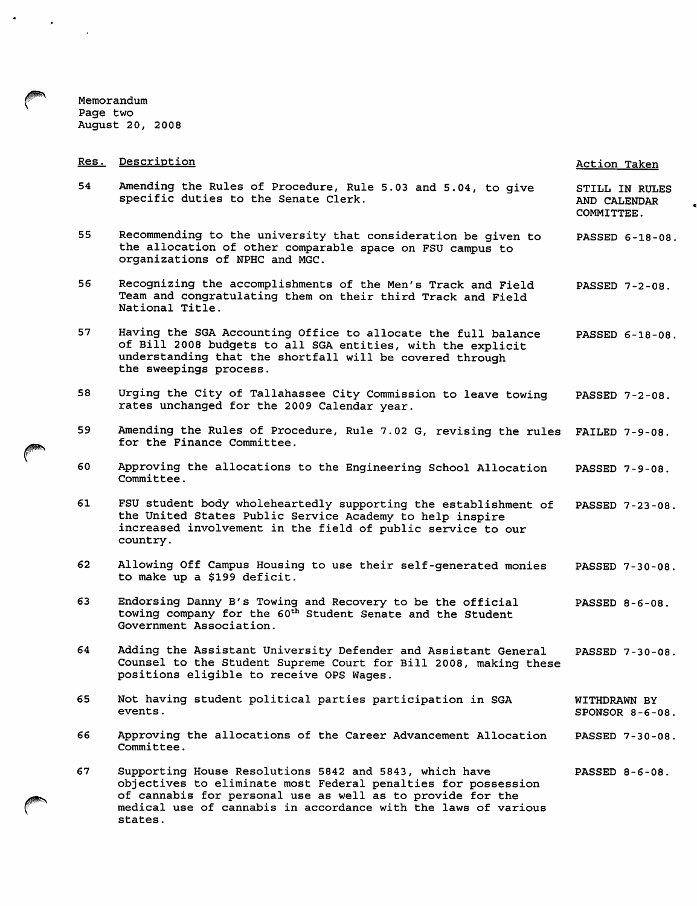Memorandum
Page two
August 20, 2008

| Res. | Description | Action Taken |
|---|---|---|
| 54 | Amending the Rules of Procedure, Rule 5.03 and 5.04, to give specific duties to the Senate Clerk. | STILL IN RULES AND CALENDAR COMMITTEE. |
| 55 | Recommending to the university that consideration be given to the allocation of other comparable space on FSU campus to organizations of NPHC and MGC. | PASSED 6-18-08. |
| 56 | Recognizing the accomplishments of the Men's Track and Field Team and congratulating them on their third Track and Field National Title. | PASSED 7-2-08. |
| 57 | Having the SGA Accounting Office to allocate the full balance of Bill 2008 budgets to all SGA entities, with the explicit understanding that the shortfall will be covered through the sweepings process. | PASSED 6-18-08. |
| 58 | Urging the City of Tallahassee City Commission to leave towing rates unchanged for the 2009 Calendar year. | PASSED 7-2-08. |
| 59 | Amending the Rules of Procedure, Rule 7.02 G, revising the rules for the Finance Committee. | FAILED 7-9-08. |
| 60 | Approving the allocations to the Engineering School Allocation Committee. | PASSED 7-9-08. |
| 61 | FSU student body wholeheartedly supporting the establishment of the United States Public Service Academy to help inspire increased involvement in the field of public service to our country. | PASSED 7-23-08. |
| 62 | Allowing Off Campus Housing to use their self-generated monies to make up a $199 deficit. | PASSED 7-30-08. |
| 63 | Endorsing Danny B's Towing and Recovery to be the official towing company for the 60th Student Senate and the Student Government Association. | PASSED 8-6-08. |
| 64 | Adding the Assistant University Defender and Assistant General Counsel to the Student Supreme Court for Bill 2008, making these positions eligible to receive OPS Wages. | PASSED 7-30-08. |
| 65 | Not having student political parties participation in SGA events. | WITHDRAWN BY SPONSOR 8-6-08. |
| 66 | Approving the allocations of the Career Advancement Allocation Committee. | PASSED 7-30-08. |
| 67 | Supporting House Resolutions 5842 and 5843, which have objectives to eliminate most Federal penalties for possession of cannabis for personal use as well as to provide for the medical use of cannabis in accordance with the laws of various states. | PASSED 8-6-08. |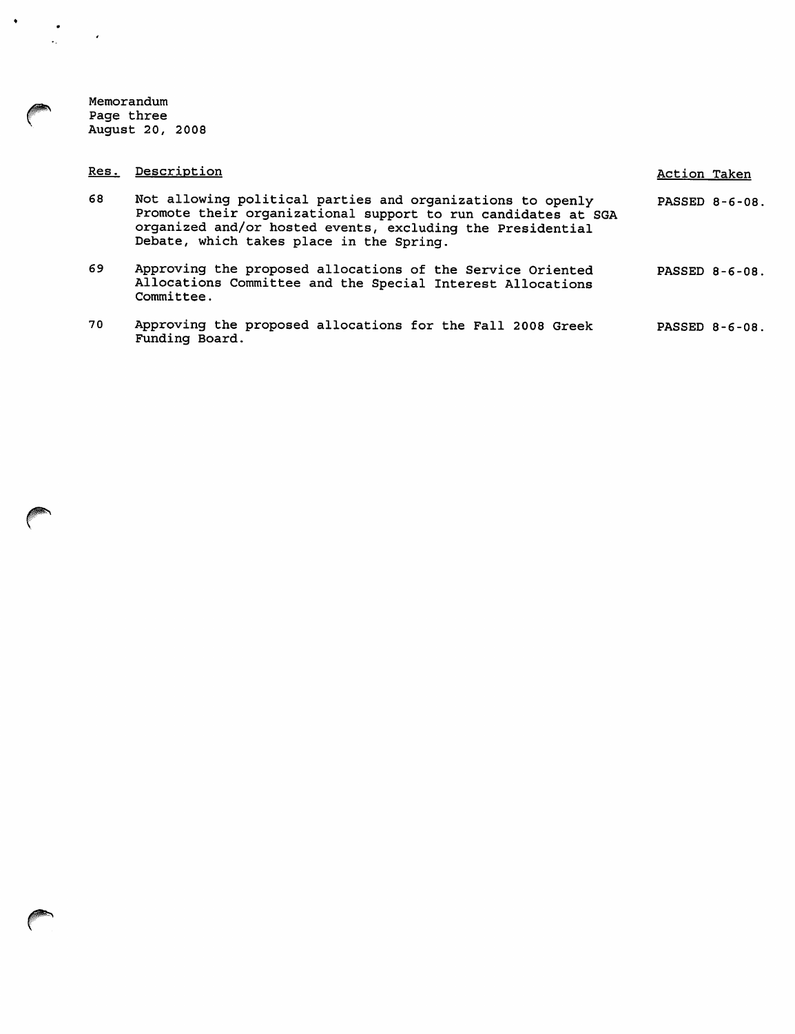Memorandum
Page three
August 20, 2008

| Res. | Description | Action Taken |
|---|---|---|
| 68 | Not allowing political parties and organizations to openly Promote their organizational support to run candidates at SGA organized and/or hosted events, excluding the Presidential Debate, which takes place in the Spring. | PASSED 8-6-08. |
| 69 | Approving the proposed allocations of the Service Oriented Allocations Committee and the Special Interest Allocations Committee. | PASSED 8-6-08. |
| 70 | Approving the proposed allocations for the Fall 2008 Greek Funding Board. | PASSED 8-6-08. |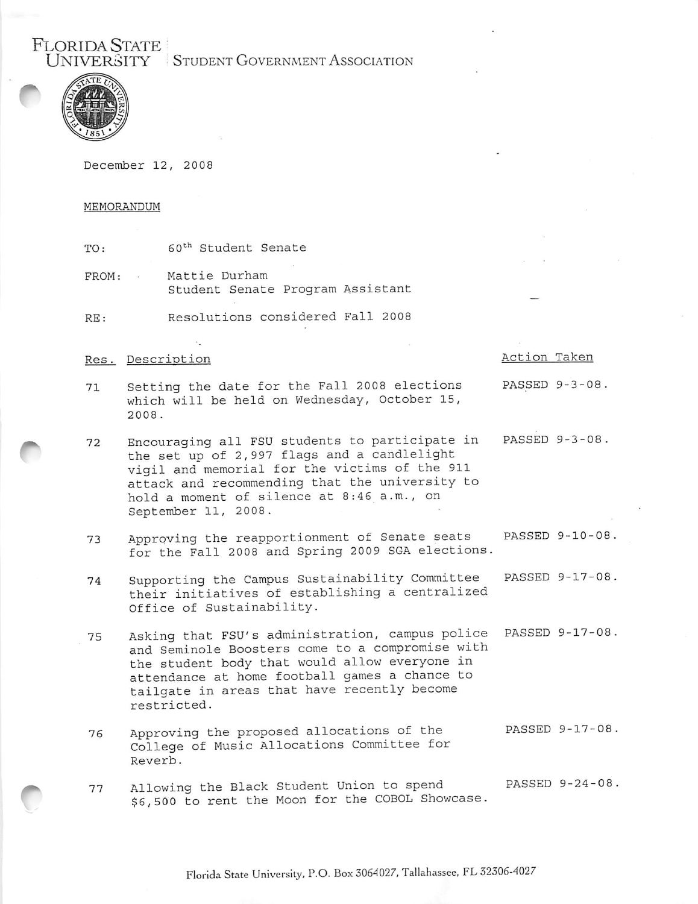FLORIDA STATE UNIVERSITY | STUDENT GOVERNMENT ASSOCIATION

December 12, 2008

MEMORANDUM

TO: 60th Student Senate

FROM: Mattie Durham
Student Senate Program Assistant

RE: Resolutions considered Fall 2008

| Res. | Description | Action Taken |
|---|---|---|
| 71 | Setting the date for the Fall 2008 elections which will be held on Wednesday, October 15, 2008. | PASSED 9-3-08. |
| 72 | Encouraging all FSU students to participate in the set up of 2,997 flags and a candlelight vigil and memorial for the victims of the 911 attack and recommending that the university to hold a moment of silence at 8:46 a.m., on September 11, 2008. | PASSED 9-3-08. |
| 73 | Approving the reapportionment of Senate seats for the Fall 2008 and Spring 2009 SGA elections. | PASSED 9-10-08. |
| 74 | Supporting the Campus Sustainability Committee their initiatives of establishing a centralized Office of Sustainability. | PASSED 9-17-08. |
| 75 | Asking that FSU's administration, campus police and Seminole Boosters come to a compromise with the student body that would allow everyone in attendance at home football games a chance to tailgate in areas that have recently become restricted. | PASSED 9-17-08. |
| 76 | Approving the proposed allocations of the College of Music Allocations Committee for Reverb. | PASSED 9-17-08. |
| 77 | Allowing the Black Student Union to spend $6,500 to rent the Moon for the COBOL Showcase. | PASSED 9-24-08. |

Florida State University, P.O. Box 3064027, Tallahassee, FL 32306-4027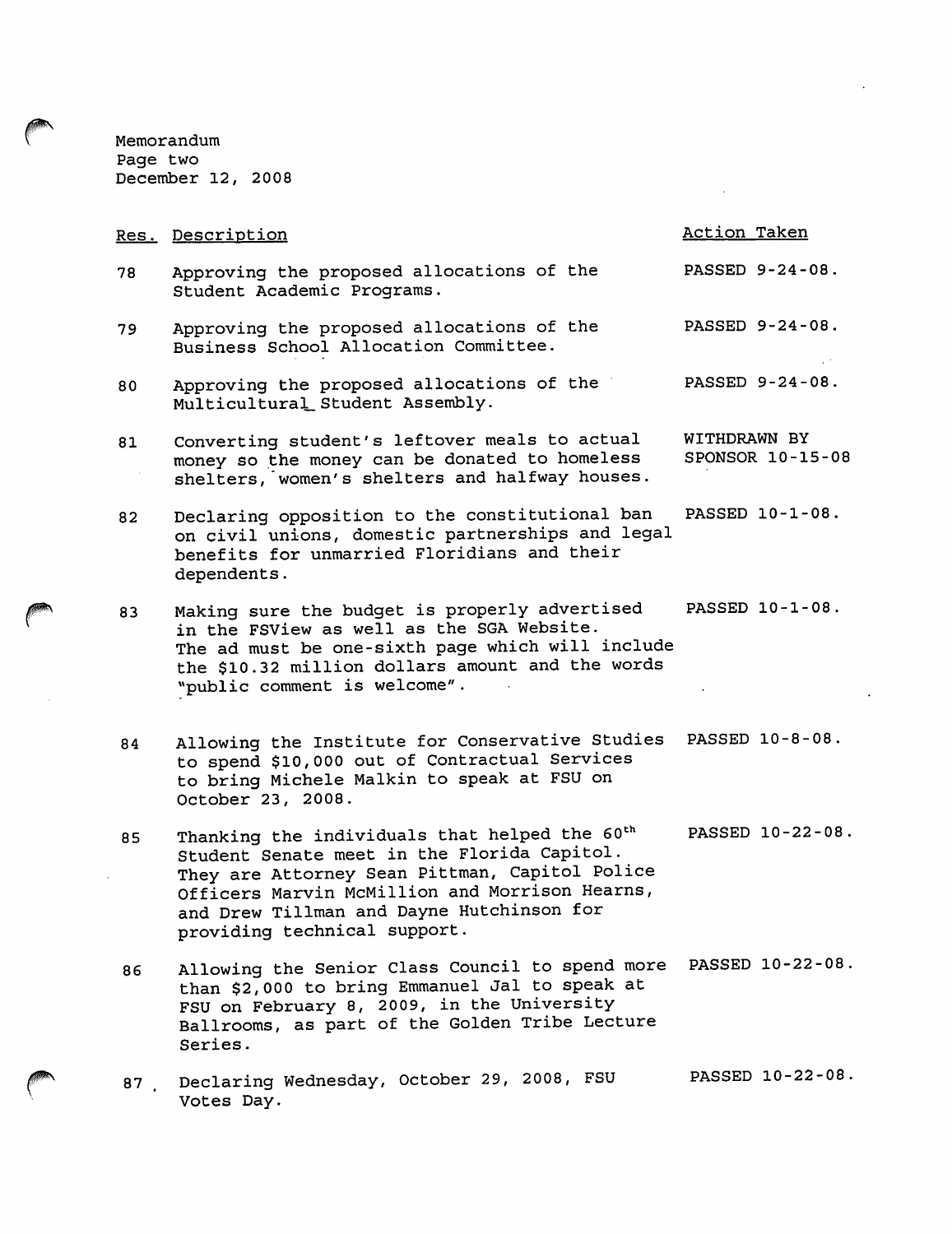Memorandum
Page two
December 12, 2008

| Res. | Description | Action Taken |
|---|---|---|
| 78 | Approving the proposed allocations of the Student Academic Programs. | PASSED 9-24-08. |
| 79 | Approving the proposed allocations of the Business School Allocation Committee. | PASSED 9-24-08. |
| 80 | Approving the proposed allocations of the Multicultural Student Assembly. | PASSED 9-24-08. |
| 81 | Converting student's leftover meals to actual money so the money can be donated to homeless shelters, women's shelters and halfway houses. | WITHDRAWN BY SPONSOR 10-15-08 |
| 82 | Declaring opposition to the constitutional ban on civil unions, domestic partnerships and legal benefits for unmarried Floridians and their dependents. | PASSED 10-1-08. |
| 83 | Making sure the budget is properly advertised in the FSView as well as the SGA Website. The ad must be one-sixth page which will include the $10.32 million dollars amount and the words "public comment is welcome". | PASSED 10-1-08. |
| 84 | Allowing the Institute for Conservative Studies to spend $10,000 out of Contractual Services to bring Michele Malkin to speak at FSU on October 23, 2008. | PASSED 10-8-08. |
| 85 | Thanking the individuals that helped the 60th Student Senate meet in the Florida Capitol. They are Attorney Sean Pittman, Capitol Police Officers Marvin McMillion and Morrison Hearns, and Drew Tillman and Dayne Hutchinson for providing technical support. | PASSED 10-22-08. |
| 86 | Allowing the Senior Class Council to spend more than $2,000 to bring Emmanuel Jal to speak at FSU on February 8, 2009, in the University Ballrooms, as part of the Golden Tribe Lecture Series. | PASSED 10-22-08. |
| 87 | Declaring Wednesday, October 29, 2008, FSU Votes Day. | PASSED 10-22-08. |